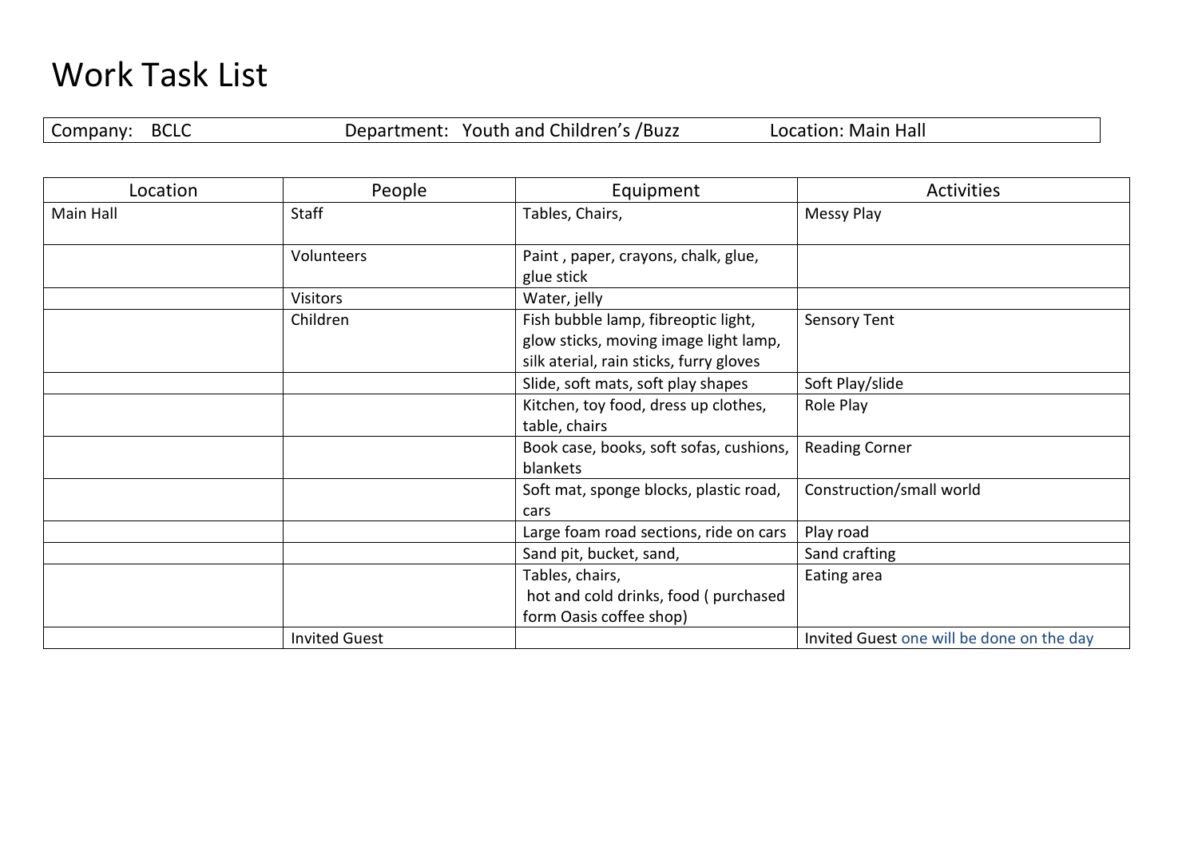# Work Task List

| Company: BCLC | Department: Youth and Children's /Buzz | Location: Main Hall |
|---|---|---|

| Location | People | Equipment | Activities |
|---|---|---|---|
| Main Hall | Staff | Tables, Chairs, | Messy Play |
| | Volunteers | Paint , paper, crayons, chalk, glue, glue stick | |
| | Visitors | Water, jelly | |
| | Children | Fish bubble lamp, fibreoptic light, glow sticks, moving image light lamp, silk aterial, rain sticks, furry gloves | Sensory Tent |
| | | Slide, soft mats, soft play shapes | Soft Play/slide |
| | | Kitchen, toy food, dress up clothes, table, chairs | Role Play |
| | | Book case, books, soft sofas, cushions, blankets | Reading Corner |
| | | Soft mat, sponge blocks, plastic road, cars | Construction/small world |
| | | Large foam road sections, ride on cars | Play road |
| | | Sand pit, bucket, sand, | Sand crafting |
| | | Tables, chairs, hot and cold drinks, food ( purchased form Oasis coffee shop) | Eating area |
| | Invited Guest | | Invited Guest one will be done on the day |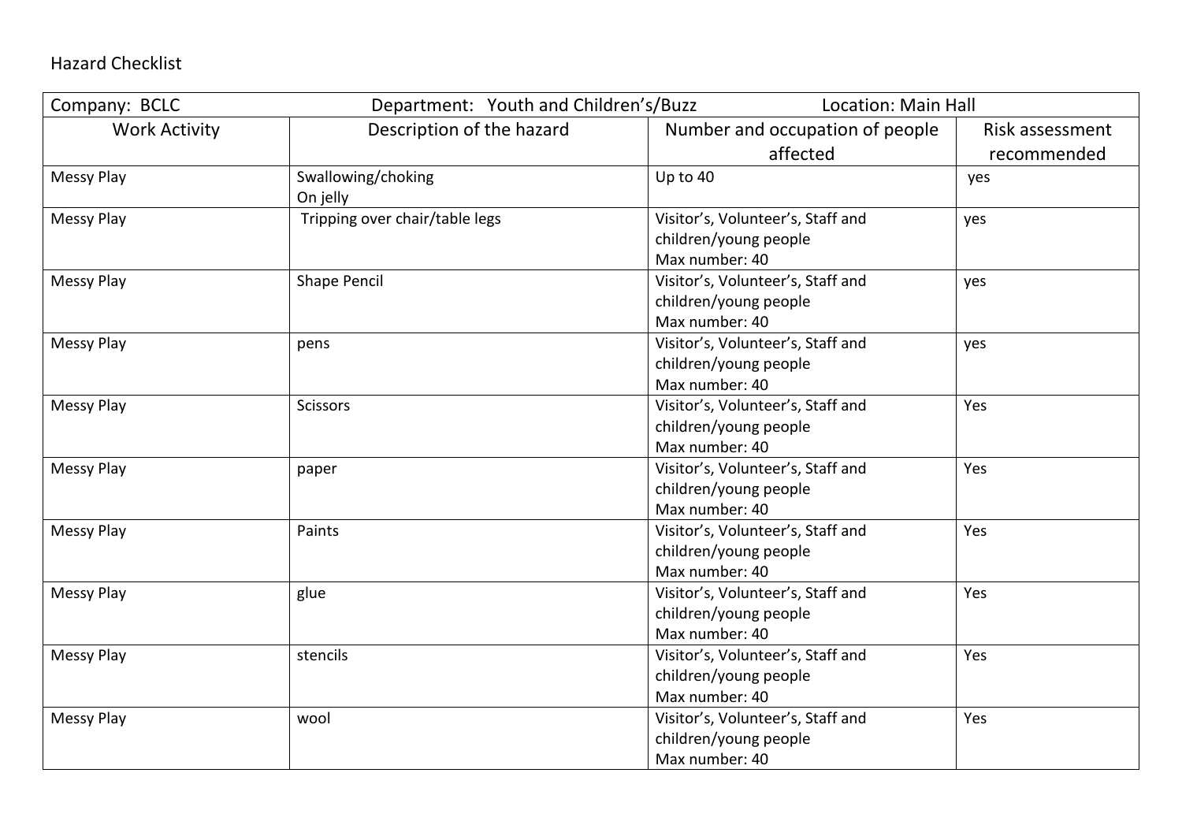Hazard Checklist

| Company: BCLC | Department: Youth and Children's/Buzz | Location: Main Hall | |
|---|---|---|---|
| **Work Activity** | **Description of the hazard** | **Number and occupation of people affected** | **Risk assessment recommended** |
| Messy Play | Swallowing/choking<br>On jelly | Up to 40 | yes |
| Messy Play | Tripping over chair/table legs | Visitor's, Volunteer's, Staff and children/young people<br>Max number: 40 | yes |
| Messy Play | Shape Pencil | Visitor's, Volunteer's, Staff and children/young people<br>Max number: 40 | yes |
| Messy Play | pens | Visitor's, Volunteer's, Staff and children/young people<br>Max number: 40 | yes |
| Messy Play | Scissors | Visitor's, Volunteer's, Staff and children/young people<br>Max number: 40 | Yes |
| Messy Play | paper | Visitor's, Volunteer's, Staff and children/young people<br>Max number: 40 | Yes |
| Messy Play | Paints | Visitor's, Volunteer's, Staff and children/young people<br>Max number: 40 | Yes |
| Messy Play | glue | Visitor's, Volunteer's, Staff and children/young people<br>Max number: 40 | Yes |
| Messy Play | stencils | Visitor's, Volunteer's, Staff and children/young people<br>Max number: 40 | Yes |
| Messy Play | wool | Visitor's, Volunteer's, Staff and children/young people<br>Max number: 40 | Yes |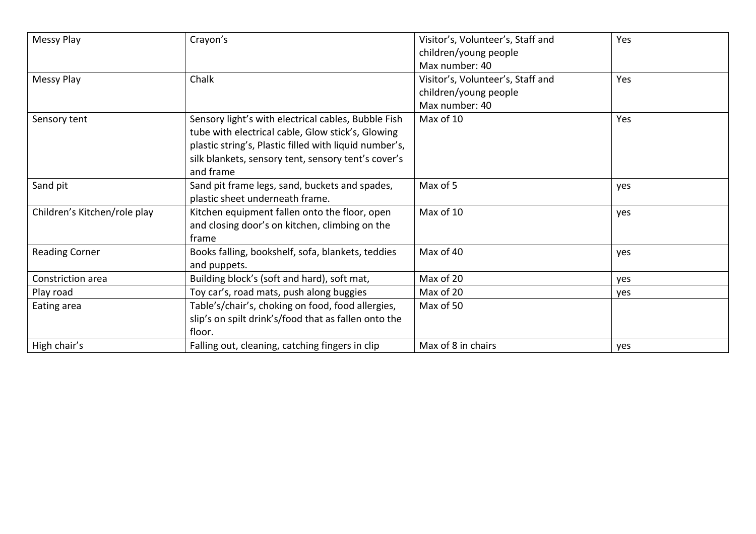| | | | |
|---|---|---|---|
| Messy Play | Crayon's | Visitor's, Volunteer's, Staff and children/young people<br>Max number: 40 | Yes |
| Messy Play | Chalk | Visitor's, Volunteer's, Staff and children/young people<br>Max number: 40 | Yes |
| Sensory tent | Sensory light's with electrical cables, Bubble Fish tube with electrical cable, Glow stick's, Glowing plastic string's, Plastic filled with liquid number's, silk blankets, sensory tent, sensory tent's cover's and frame | Max of 10 | Yes |
| Sand pit | Sand pit frame legs, sand, buckets and spades, plastic sheet underneath frame. | Max of 5 | yes |
| Children's Kitchen/role play | Kitchen equipment fallen onto the floor, open and closing door's on kitchen, climbing on the frame | Max of 10 | yes |
| Reading Corner | Books falling, bookshelf, sofa, blankets, teddies and puppets. | Max of 40 | yes |
| Constriction area | Building block's (soft and hard), soft mat, | Max of 20 | yes |
| Play road | Toy car's, road mats, push along buggies | Max of 20 | yes |
| Eating area | Table's/chair's, choking on food, food allergies, slip's on spilt drink's/food that as fallen onto the floor. | Max of 50 | |
| High chair's | Falling out, cleaning, catching fingers in clip | Max of 8 in chairs | yes |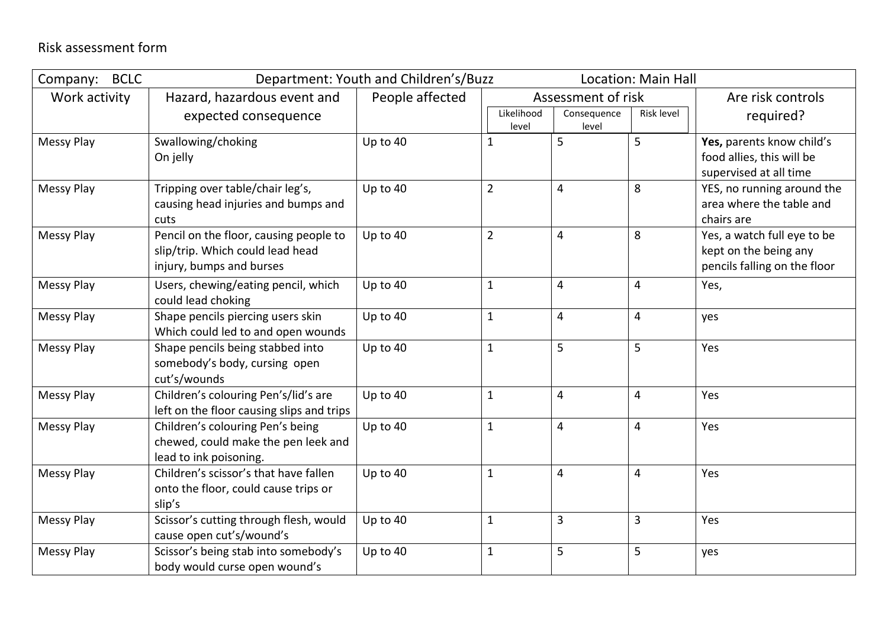Risk assessment form

| Company: BCLC | Department: Youth and Children's/Buzz | | Location: Main Hall | | | |
|---|---|---|---|---|---|---|
| Work activity | Hazard, hazardous event and expected consequence | People affected | Assessment of risk | | | Are risk controls required? |
| | | | Likelihood level | Consequence level | Risk level | |
| Messy Play | Swallowing/choking On jelly | Up to 40 | 1 | 5 | 5 | **Yes,** parents know child's food allies, this will be supervised at all time |
| Messy Play | Tripping over table/chair leg's, causing head injuries and bumps and cuts | Up to 40 | 2 | 4 | 8 | YES, no running around the area where the table and chairs are |
| Messy Play | Pencil on the floor, causing people to slip/trip. Which could lead head injury, bumps and burses | Up to 40 | 2 | 4 | 8 | Yes, a watch full eye to be kept on the being any pencils falling on the floor |
| Messy Play | Users, chewing/eating pencil, which could lead choking | Up to 40 | 1 | 4 | 4 | Yes, |
| Messy Play | Shape pencils piercing users skin Which could led to and open wounds | Up to 40 | 1 | 4 | 4 | yes |
| Messy Play | Shape pencils being stabbed into somebody's body, cursing open cut's/wounds | Up to 40 | 1 | 5 | 5 | Yes |
| Messy Play | Children's colouring Pen's/lid's are left on the floor causing slips and trips | Up to 40 | 1 | 4 | 4 | Yes |
| Messy Play | Children's colouring Pen's being chewed, could make the pen leek and lead to ink poisoning. | Up to 40 | 1 | 4 | 4 | Yes |
| Messy Play | Children's scissor's that have fallen onto the floor, could cause trips or slip's | Up to 40 | 1 | 4 | 4 | Yes |
| Messy Play | Scissor's cutting through flesh, would cause open cut's/wound's | Up to 40 | 1 | 3 | 3 | Yes |
| Messy Play | Scissor's being stab into somebody's body would curse open wound's | Up to 40 | 1 | 5 | 5 | yes |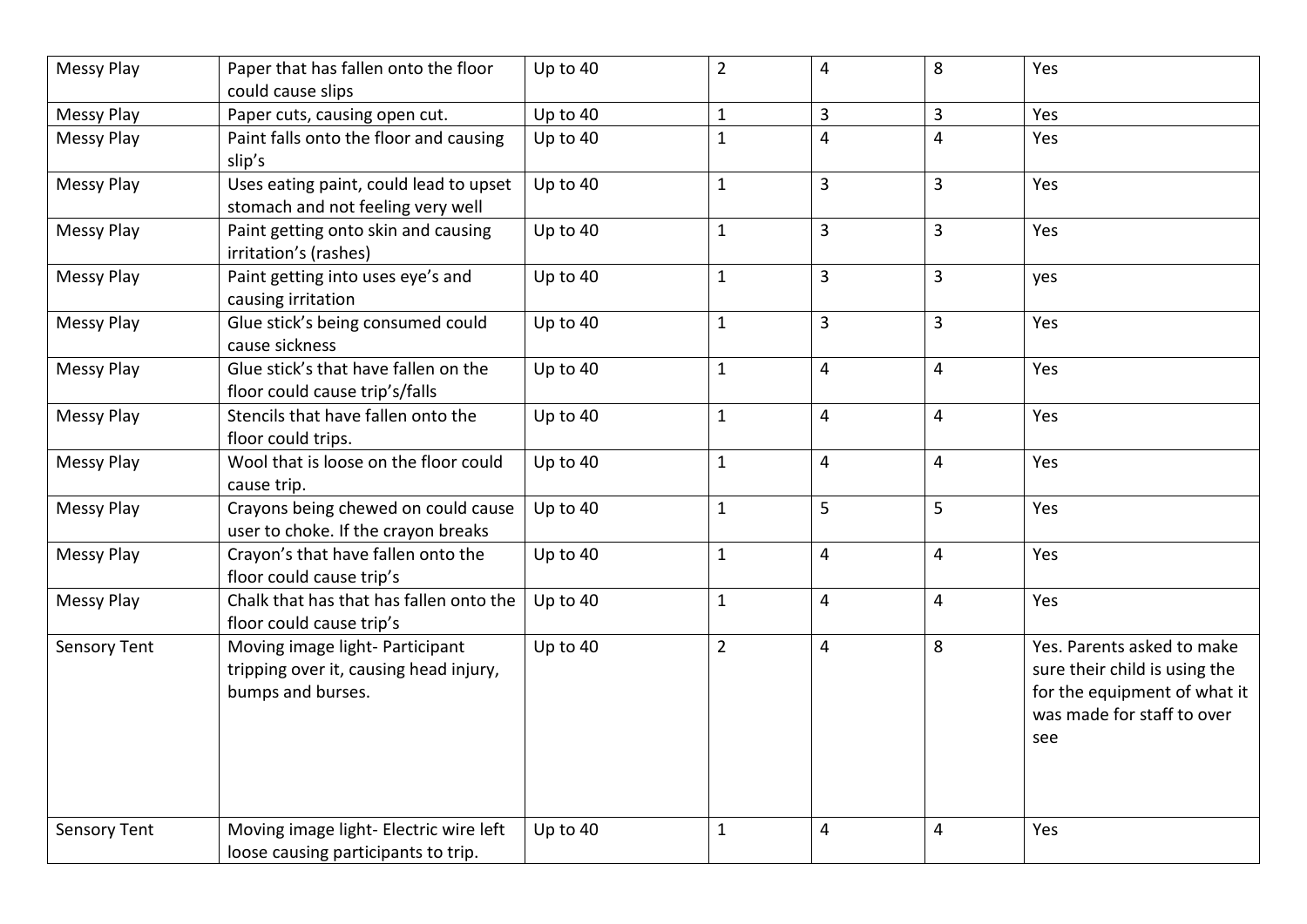| | | | | | | |
|---|---|---|---|---|---|---|
| Messy Play | Paper that has fallen onto the floor could cause slips | Up to 40 | 2 | 4 | 8 | Yes |
| Messy Play | Paper cuts, causing open cut. | Up to 40 | 1 | 3 | 3 | Yes |
| Messy Play | Paint falls onto the floor and causing slip's | Up to 40 | 1 | 4 | 4 | Yes |
| Messy Play | Uses eating paint, could lead to upset stomach and not feeling very well | Up to 40 | 1 | 3 | 3 | Yes |
| Messy Play | Paint getting onto skin and causing irritation's (rashes) | Up to 40 | 1 | 3 | 3 | Yes |
| Messy Play | Paint getting into uses eye's and causing irritation | Up to 40 | 1 | 3 | 3 | yes |
| Messy Play | Glue stick's being consumed could cause sickness | Up to 40 | 1 | 3 | 3 | Yes |
| Messy Play | Glue stick's that have fallen on the floor could cause trip's/falls | Up to 40 | 1 | 4 | 4 | Yes |
| Messy Play | Stencils that have fallen onto the floor could trips. | Up to 40 | 1 | 4 | 4 | Yes |
| Messy Play | Wool that is loose on the floor could cause trip. | Up to 40 | 1 | 4 | 4 | Yes |
| Messy Play | Crayons being chewed on could cause user to choke. If the crayon breaks | Up to 40 | 1 | 5 | 5 | Yes |
| Messy Play | Crayon's that have fallen onto the floor could cause trip's | Up to 40 | 1 | 4 | 4 | Yes |
| Messy Play | Chalk that has that has fallen onto the floor could cause trip's | Up to 40 | 1 | 4 | 4 | Yes |
| Sensory Tent | Moving image light- Participant tripping over it, causing head injury, bumps and burses. | Up to 40 | 2 | 4 | 8 | Yes. Parents asked to make sure their child is using the for the equipment of what it was made for staff to over see |
| Sensory Tent | Moving image light- Electric wire left loose causing participants to trip. | Up to 40 | 1 | 4 | 4 | Yes |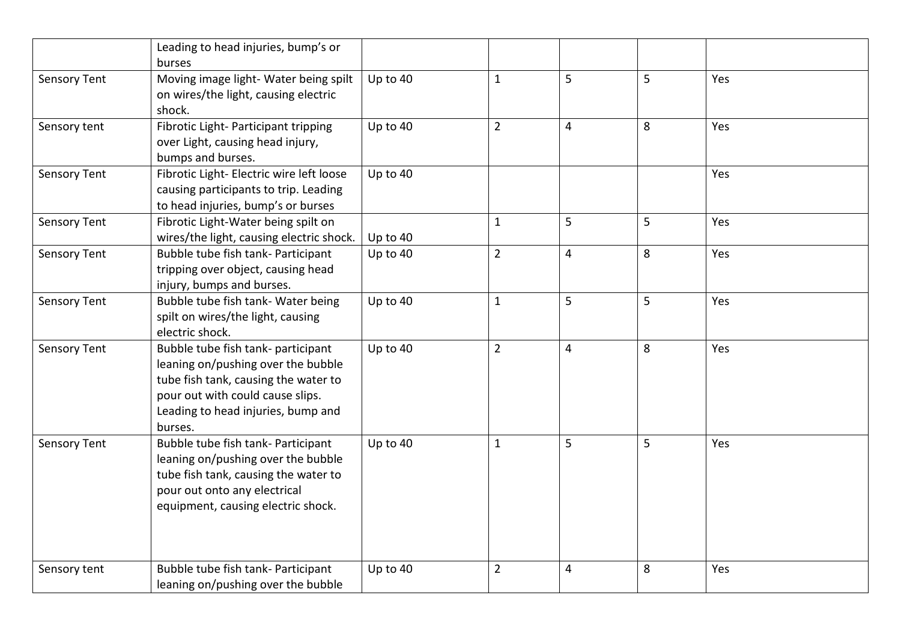|  |  |  |  |  |  |  |
|---|---|---|---|---|---|---|
|  | Leading to head injuries, bump's or burses |  |  |  |  |  |
| Sensory Tent | Moving image light- Water being spilt on wires/the light, causing electric shock. | Up to 40 | 1 | 5 | 5 | Yes |
| Sensory tent | Fibrotic Light- Participant tripping over Light, causing head injury, bumps and burses. | Up to 40 | 2 | 4 | 8 | Yes |
| Sensory Tent | Fibrotic Light- Electric wire left loose causing participants to trip. Leading to head injuries, bump's or burses | Up to 40 |  |  |  | Yes |
| Sensory Tent | Fibrotic Light-Water being spilt on wires/the light, causing electric shock. | Up to 40 | 1 | 5 | 5 | Yes |
| Sensory Tent | Bubble tube fish tank- Participant tripping over object, causing head injury, bumps and burses. | Up to 40 | 2 | 4 | 8 | Yes |
| Sensory Tent | Bubble tube fish tank- Water being spilt on wires/the light, causing electric shock. | Up to 40 | 1 | 5 | 5 | Yes |
| Sensory Tent | Bubble tube fish tank- participant leaning on/pushing over the bubble tube fish tank, causing the water to pour out with could cause slips. Leading to head injuries, bump and burses. | Up to 40 | 2 | 4 | 8 | Yes |
| Sensory Tent | Bubble tube fish tank- Participant leaning on/pushing over the bubble tube fish tank, causing the water to pour out onto any electrical equipment, causing electric shock. | Up to 40 | 1 | 5 | 5 | Yes |
| Sensory tent | Bubble tube fish tank- Participant leaning on/pushing over the bubble | Up to 40 | 2 | 4 | 8 | Yes |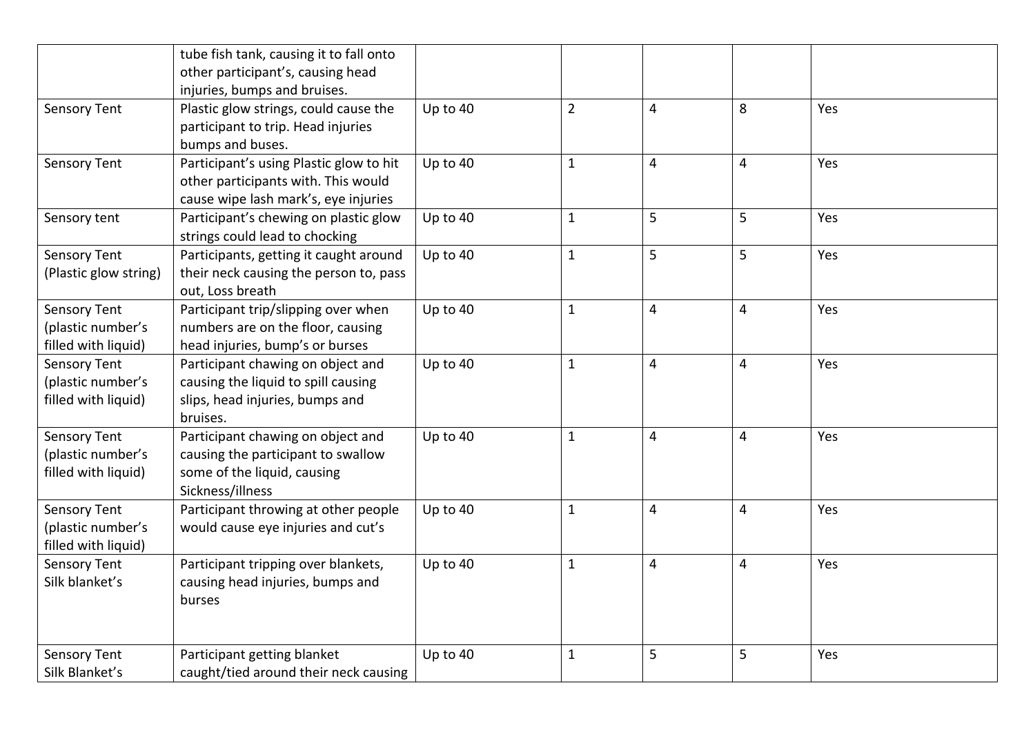| | | | | | | |
|---|---|---|---|---|---|---|
| | tube fish tank, causing it to fall onto other participant's, causing head injuries, bumps and bruises. | | | | | |
| Sensory Tent | Plastic glow strings, could cause the participant to trip. Head injuries bumps and buses. | Up to 40 | 2 | 4 | 8 | Yes |
| Sensory Tent | Participant's using Plastic glow to hit other participants with. This would cause wipe lash mark's, eye injuries | Up to 40 | 1 | 4 | 4 | Yes |
| Sensory tent | Participant's chewing on plastic glow strings could lead to chocking | Up to 40 | 1 | 5 | 5 | Yes |
| Sensory Tent (Plastic glow string) | Participants, getting it caught around their neck causing the person to, pass out, Loss breath | Up to 40 | 1 | 5 | 5 | Yes |
| Sensory Tent (plastic number's filled with liquid) | Participant trip/slipping over when numbers are on the floor, causing head injuries, bump's or burses | Up to 40 | 1 | 4 | 4 | Yes |
| Sensory Tent (plastic number's filled with liquid) | Participant chawing on object and causing the liquid to spill causing slips, head injuries, bumps and bruises. | Up to 40 | 1 | 4 | 4 | Yes |
| Sensory Tent (plastic number's filled with liquid) | Participant chawing on object and causing the participant to swallow some of the liquid, causing Sickness/illness | Up to 40 | 1 | 4 | 4 | Yes |
| Sensory Tent (plastic number's filled with liquid) | Participant throwing at other people would cause eye injuries and cut's | Up to 40 | 1 | 4 | 4 | Yes |
| Sensory Tent Silk blanket's | Participant tripping over blankets, causing head injuries, bumps and burses | Up to 40 | 1 | 4 | 4 | Yes |
| Sensory Tent Silk Blanket's | Participant getting blanket caught/tied around their neck causing | Up to 40 | 1 | 5 | 5 | Yes |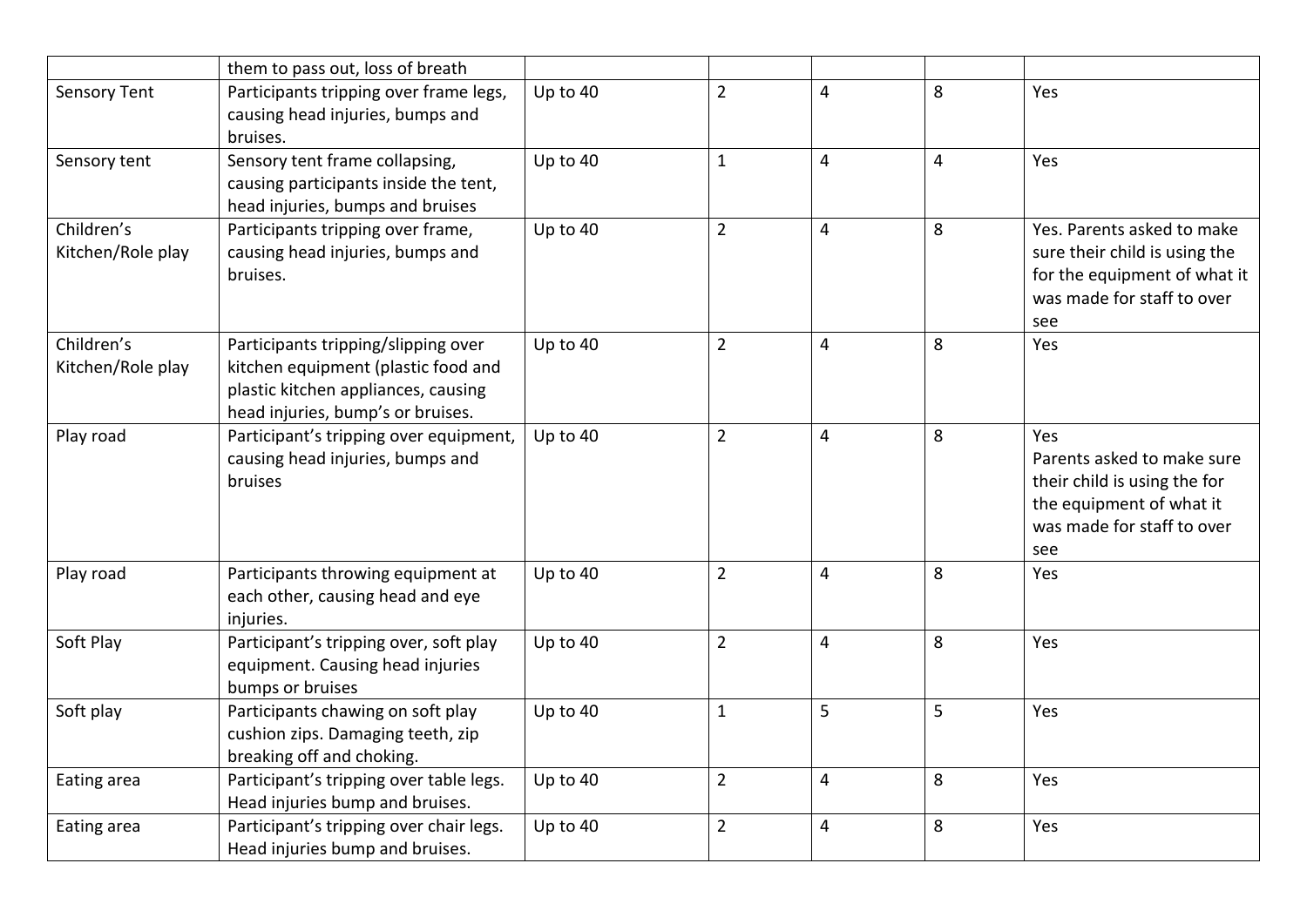| | | | | | | |
|---|---|---|---|---|---|---|
| | them to pass out, loss of breath | | | | | |
| Sensory Tent | Participants tripping over frame legs, causing head injuries, bumps and bruises. | Up to 40 | 2 | 4 | 8 | Yes |
| Sensory tent | Sensory tent frame collapsing, causing participants inside the tent, head injuries, bumps and bruises | Up to 40 | 1 | 4 | 4 | Yes |
| Children's Kitchen/Role play | Participants tripping over frame, causing head injuries, bumps and bruises. | Up to 40 | 2 | 4 | 8 | Yes. Parents asked to make sure their child is using the for the equipment of what it was made for staff to over see |
| Children's Kitchen/Role play | Participants tripping/slipping over kitchen equipment (plastic food and plastic kitchen appliances, causing head injuries, bump's or bruises. | Up to 40 | 2 | 4 | 8 | Yes |
| Play road | Participant's tripping over equipment, causing head injuries, bumps and bruises | Up to 40 | 2 | 4 | 8 | Yes<br>Parents asked to make sure their child is using the for the equipment of what it was made for staff to over see |
| Play road | Participants throwing equipment at each other, causing head and eye injuries. | Up to 40 | 2 | 4 | 8 | Yes |
| Soft Play | Participant's tripping over, soft play equipment. Causing head injuries bumps or bruises | Up to 40 | 2 | 4 | 8 | Yes |
| Soft play | Participants chawing on soft play cushion zips. Damaging teeth, zip breaking off and choking. | Up to 40 | 1 | 5 | 5 | Yes |
| Eating area | Participant's tripping over table legs. Head injuries bump and bruises. | Up to 40 | 2 | 4 | 8 | Yes |
| Eating area | Participant's tripping over chair legs. Head injuries bump and bruises. | Up to 40 | 2 | 4 | 8 | Yes |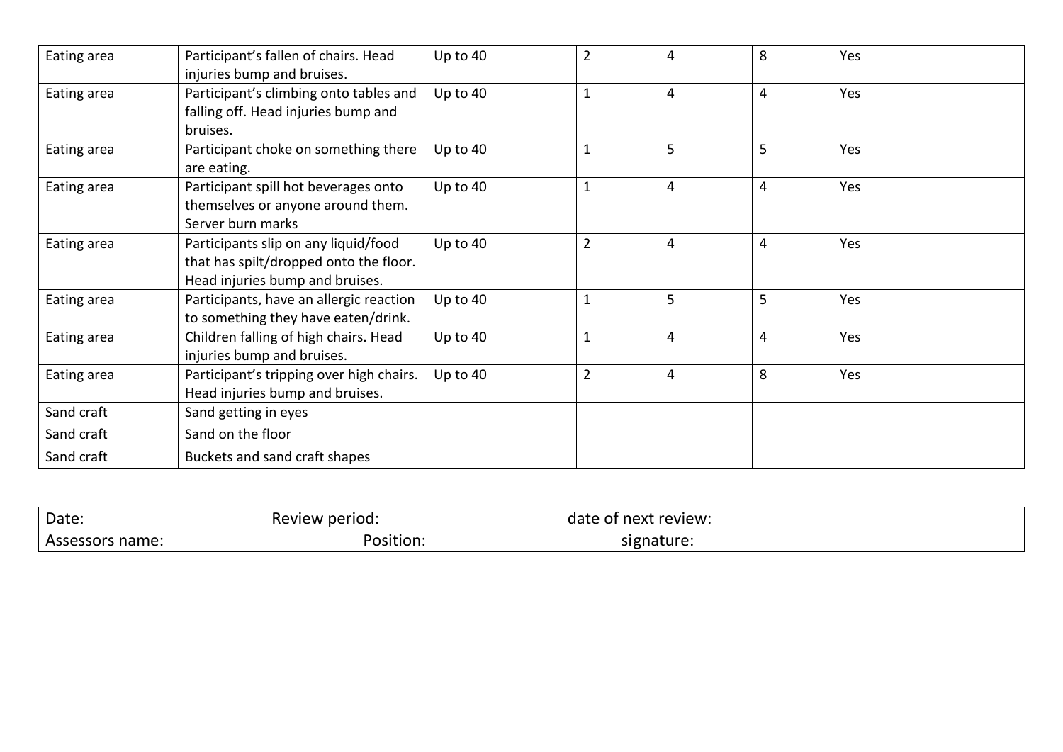| | | | | | | |
|---|---|---|---|---|---|---|
| Eating area | Participant's fallen of chairs. Head injuries bump and bruises. | Up to 40 | 2 | 4 | 8 | Yes |
| Eating area | Participant's climbing onto tables and falling off. Head injuries bump and bruises. | Up to 40 | 1 | 4 | 4 | Yes |
| Eating area | Participant choke on something there are eating. | Up to 40 | 1 | 5 | 5 | Yes |
| Eating area | Participant spill hot beverages onto themselves or anyone around them. Server burn marks | Up to 40 | 1 | 4 | 4 | Yes |
| Eating area | Participants slip on any liquid/food that has spilt/dropped onto the floor. Head injuries bump and bruises. | Up to 40 | 2 | 4 | 4 | Yes |
| Eating area | Participants, have an allergic reaction to something they have eaten/drink. | Up to 40 | 1 | 5 | 5 | Yes |
| Eating area | Children falling of high chairs. Head injuries bump and bruises. | Up to 40 | 1 | 4 | 4 | Yes |
| Eating area | Participant's tripping over high chairs. Head injuries bump and bruises. | Up to 40 | 2 | 4 | 8 | Yes |
| Sand craft | Sand getting in eyes | | | | | |
| Sand craft | Sand on the floor | | | | | |
| Sand craft | Buckets and sand craft shapes | | | | | |

| | | |
|---|---|---|
| Date: | Review period: | date of next review: |
| Assessors name: | Position: | signature: |